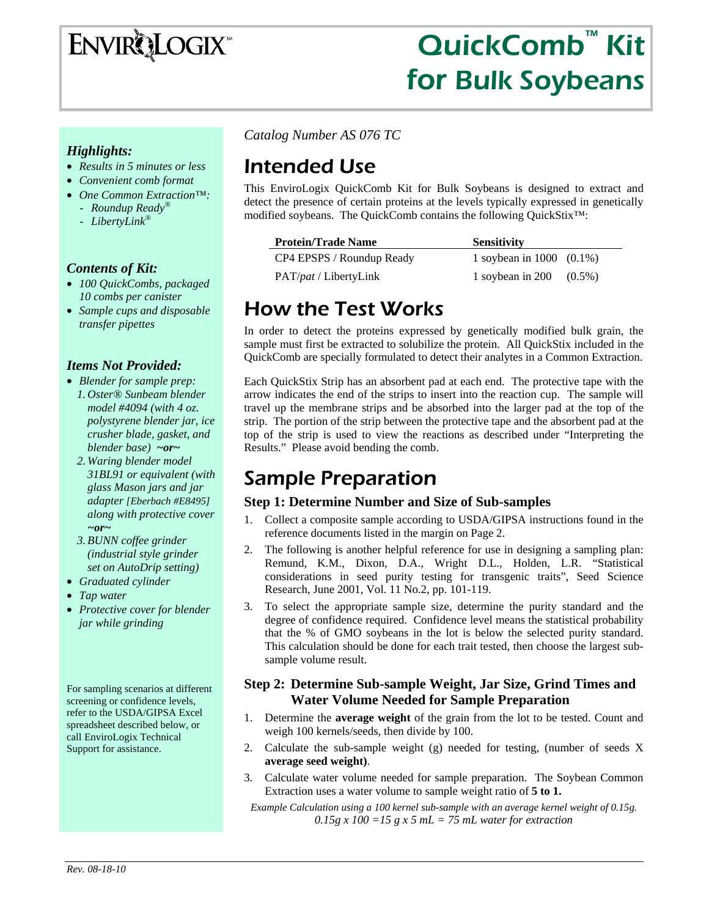# EnviroLogix

# QuickComb™ Kit for Bulk Soybeans

*Catalog Number AS 076 TC*

## Intended Use

This EnviroLogix QuickComb Kit for Bulk Soybeans is designed to extract and detect the presence of certain proteins at the levels typically expressed in genetically modified soybeans. The QuickComb contains the following QuickStix™:

| Protein/Trade Name | Sensitivity |
|---|---|
| CP4 EPSPS / Roundup Ready | 1 soybean in 1000 (0.1%) |
| PAT/*pat* / LibertyLink | 1 soybean in 200 (0.5%) |

## How the Test Works

In order to detect the proteins expressed by genetically modified bulk grain, the sample must first be extracted to solubilize the protein. All QuickStix included in the QuickComb are specially formulated to detect their analytes in a Common Extraction.

Each QuickStix Strip has an absorbent pad at each end. The protective tape with the arrow indicates the end of the strips to insert into the reaction cup. The sample will travel up the membrane strips and be absorbed into the larger pad at the top of the strip. The portion of the strip between the protective tape and the absorbent pad at the top of the strip is used to view the reactions as described under "Interpreting the Results." Please avoid bending the comb.

## Sample Preparation

### Step 1: Determine Number and Size of Sub-samples

1. Collect a composite sample according to USDA/GIPSA instructions found in the reference documents listed in the margin on Page 2.
2. The following is another helpful reference for use in designing a sampling plan: Remund, K.M., Dixon, D.A., Wright D.L., Holden, L.R. "Statistical considerations in seed purity testing for transgenic traits", Seed Science Research, June 2001, Vol. 11 No.2, pp. 101-119.
3. To select the appropriate sample size, determine the purity standard and the degree of confidence required. Confidence level means the statistical probability that the % of GMO soybeans in the lot is below the selected purity standard. This calculation should be done for each trait tested, then choose the largest sub-sample volume result.

### Step 2: Determine Sub-sample Weight, Jar Size, Grind Times and Water Volume Needed for Sample Preparation

1. Determine the **average weight** of the grain from the lot to be tested. Count and weigh 100 kernels/seeds, then divide by 100.
2. Calculate the sub-sample weight (g) needed for testing, (number of seeds X **average seed weight)**.
3. Calculate water volume needed for sample preparation. The Soybean Common Extraction uses a water volume to sample weight ratio of **5 to 1.**

*Example Calculation using a 100 kernel sub-sample with an average kernel weight of 0.15g.*
*0.15g x 100 =15 g x 5 mL = 75 mL water for extraction*

---

### *Highlights:*

- *Results in 5 minutes or less*
- *Convenient comb format*
- *One Common Extraction™:*
  - *Roundup Ready®*
  - *LibertyLink®*

### *Contents of Kit:*

- *100 QuickCombs, packaged 10 combs per canister*
- *Sample cups and disposable transfer pipettes*

### *Items Not Provided:*

- *Blender for sample prep:*
  1. *Oster® Sunbeam blender model #4094 (with 4 oz. polystyrene blender jar, ice crusher blade, gasket, and blender base)* ***~or~***
  2. *Waring blender model 31BL91 or equivalent (with glass Mason jars and jar adapter [Eberbach #E8495] along with protective cover* ***~or~***
  3. *BUNN coffee grinder (industrial style grinder set on AutoDrip setting)*
- *Graduated cylinder*
- *Tap water*
- *Protective cover for blender jar while grinding*

For sampling scenarios at different screening or confidence levels, refer to the USDA/GIPSA Excel spreadsheet described below, or call EnviroLogix Technical Support for assistance.

*Rev. 08-18-10*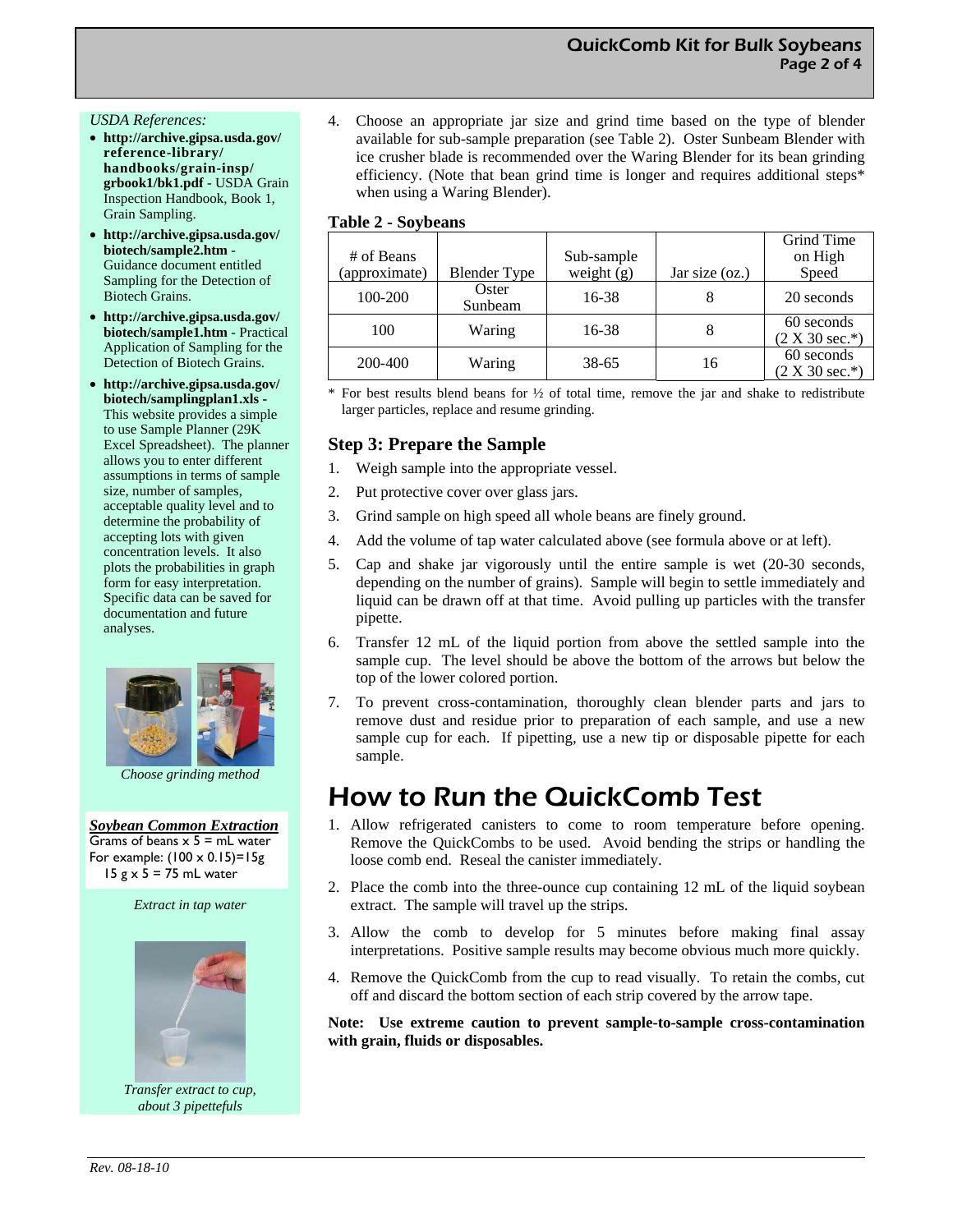*USDA References:*

- **http://archive.gipsa.usda.gov/reference-library/handbooks/grain-insp/grbook1/bk1.pdf** - USDA Grain Inspection Handbook, Book 1, Grain Sampling.
- **http://archive.gipsa.usda.gov/biotech/sample2.htm** - Guidance document entitled Sampling for the Detection of Biotech Grains.
- **http://archive.gipsa.usda.gov/biotech/sample1.htm** - Practical Application of Sampling for the Detection of Biotech Grains.
- **http://archive.gipsa.usda.gov/biotech/samplingplan1.xls** - This website provides a simple to use Sample Planner (29K Excel Spreadsheet). The planner allows you to enter different assumptions in terms of sample size, number of samples, acceptable quality level and to determine the probability of accepting lots with given concentration levels. It also plots the probabilities in graph form for easy interpretation. Specific data can be saved for documentation and future analyses.

*Choose grinding method*

***Soybean Common Extraction***

Grams of beans x 5 = mL water
For example: (100 x 0.15)=15g
15 g x 5 = 75 mL water

*Extract in tap water*

*Transfer extract to cup, about 3 pipettefuls*

4. Choose an appropriate jar size and grind time based on the type of blender available for sub-sample preparation (see Table 2). Oster Sunbeam Blender with ice crusher blade is recommended over the Waring Blender for its bean grinding efficiency. (Note that bean grind time is longer and requires additional steps* when using a Waring Blender).

**Table 2 - Soybeans**

| # of Beans (approximate) | Blender Type | Sub-sample weight (g) | Jar size (oz.) | Grind Time on High Speed |
|---|---|---|---|---|
| 100-200 | Oster Sunbeam | 16-38 | 8 | 20 seconds |
| 100 | Waring | 16-38 | 8 | 60 seconds (2 X 30 sec.*) |
| 200-400 | Waring | 38-65 | 16 | 60 seconds (2 X 30 sec.*) |

\* For best results blend beans for ½ of total time, remove the jar and shake to redistribute larger particles, replace and resume grinding.

### Step 3: Prepare the Sample

1. Weigh sample into the appropriate vessel.
2. Put protective cover over glass jars.
3. Grind sample on high speed all whole beans are finely ground.
4. Add the volume of tap water calculated above (see formula above or at left).
5. Cap and shake jar vigorously until the entire sample is wet (20-30 seconds, depending on the number of grains). Sample will begin to settle immediately and liquid can be drawn off at that time. Avoid pulling up particles with the transfer pipette.
6. Transfer 12 mL of the liquid portion from above the settled sample into the sample cup. The level should be above the bottom of the arrows but below the top of the lower colored portion.
7. To prevent cross-contamination, thoroughly clean blender parts and jars to remove dust and residue prior to preparation of each sample, and use a new sample cup for each. If pipetting, use a new tip or disposable pipette for each sample.

## How to Run the QuickComb Test

1. Allow refrigerated canisters to come to room temperature before opening. Remove the QuickCombs to be used. Avoid bending the strips or handling the loose comb end. Reseal the canister immediately.
2. Place the comb into the three-ounce cup containing 12 mL of the liquid soybean extract. The sample will travel up the strips.
3. Allow the comb to develop for 5 minutes before making final assay interpretations. Positive sample results may become obvious much more quickly.
4. Remove the QuickComb from the cup to read visually. To retain the combs, cut off and discard the bottom section of each strip covered by the arrow tape.

**Note: Use extreme caution to prevent sample-to-sample cross-contamination with grain, fluids or disposables.**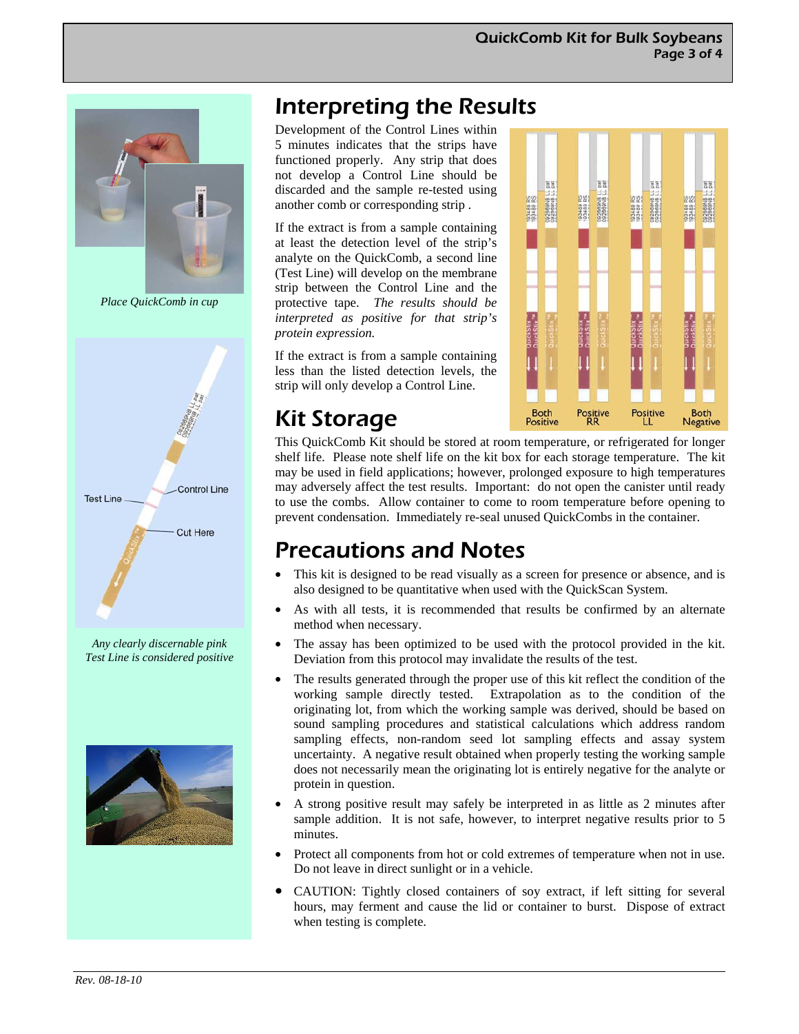## Interpreting the Results

Development of the Control Lines within 5 minutes indicates that the strips have functioned properly. Any strip that does not develop a Control Line should be discarded and the sample re-tested using another comb or corresponding strip .

If the extract is from a sample containing at least the detection level of the strip's analyte on the QuickComb, a second line (Test Line) will develop on the membrane strip between the Control Line and the protective tape. *The results should be interpreted as positive for that strip's protein expression.*

If the extract is from a sample containing less than the listed detection levels, the strip will only develop a Control Line.

Both Positive — Positive RR — Positive LL — Both Negative

*Place QuickComb in cup*

Test Line — Control Line — Cut Here

*Any clearly discernable pink Test Line is considered positive*

## Kit Storage

This QuickComb Kit should be stored at room temperature, or refrigerated for longer shelf life. Please note shelf life on the kit box for each storage temperature. The kit may be used in field applications; however, prolonged exposure to high temperatures may adversely affect the test results. Important: do not open the canister until ready to use the combs. Allow container to come to room temperature before opening to prevent condensation. Immediately re-seal unused QuickCombs in the container.

## Precautions and Notes

- This kit is designed to be read visually as a screen for presence or absence, and is also designed to be quantitative when used with the QuickScan System.
- As with all tests, it is recommended that results be confirmed by an alternate method when necessary.
- The assay has been optimized to be used with the protocol provided in the kit. Deviation from this protocol may invalidate the results of the test.
- The results generated through the proper use of this kit reflect the condition of the working sample directly tested. Extrapolation as to the condition of the originating lot, from which the working sample was derived, should be based on sound sampling procedures and statistical calculations which address random sampling effects, non-random seed lot sampling effects and assay system uncertainty. A negative result obtained when properly testing the working sample does not necessarily mean the originating lot is entirely negative for the analyte or protein in question.
- A strong positive result may safely be interpreted in as little as 2 minutes after sample addition. It is not safe, however, to interpret negative results prior to 5 minutes.
- Protect all components from hot or cold extremes of temperature when not in use. Do not leave in direct sunlight or in a vehicle.
- CAUTION: Tightly closed containers of soy extract, if left sitting for several hours, may ferment and cause the lid or container to burst. Dispose of extract when testing is complete.

*Rev. 08-18-10*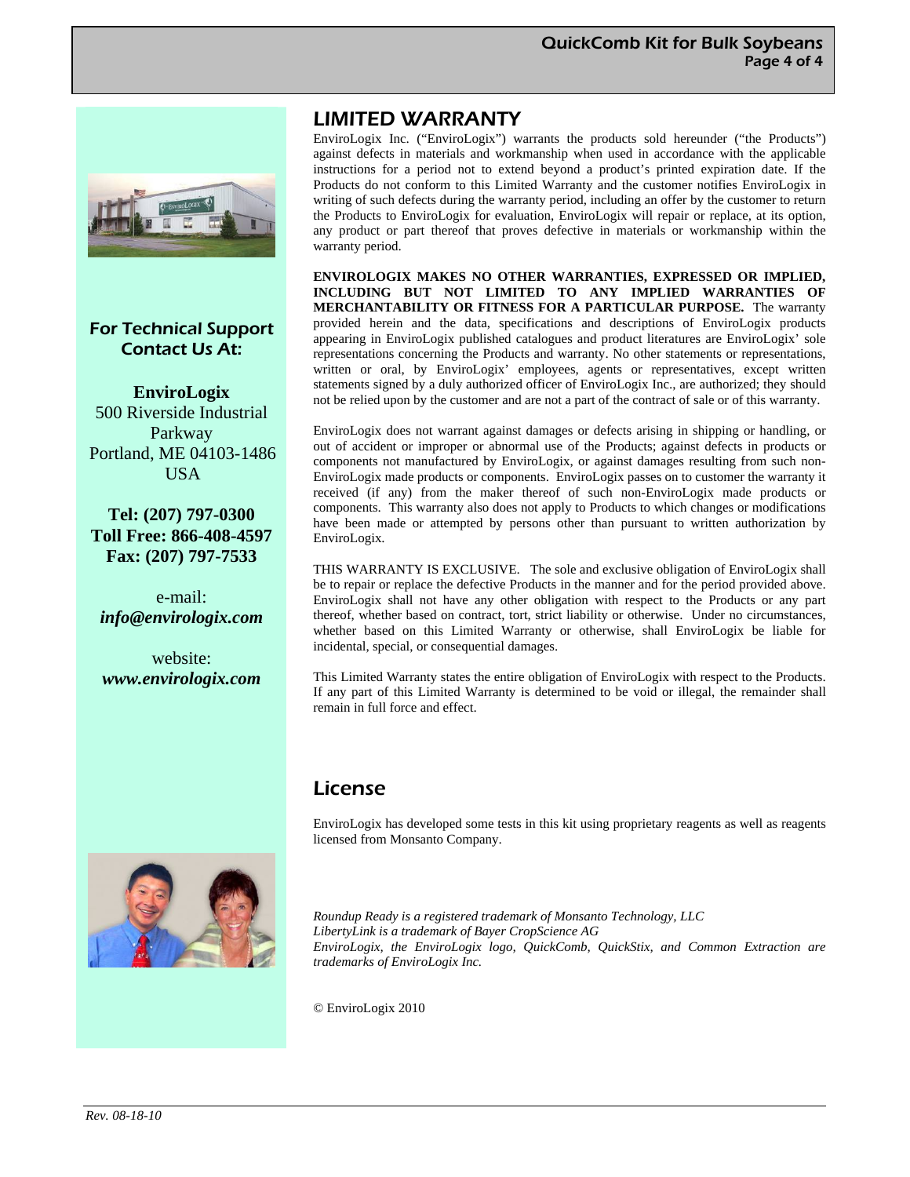## LIMITED WARRANTY

EnviroLogix Inc. ("EnviroLogix") warrants the products sold hereunder ("the Products") against defects in materials and workmanship when used in accordance with the applicable instructions for a period not to extend beyond a product's printed expiration date. If the Products do not conform to this Limited Warranty and the customer notifies EnviroLogix in writing of such defects during the warranty period, including an offer by the customer to return the Products to EnviroLogix for evaluation, EnviroLogix will repair or replace, at its option, any product or part thereof that proves defective in materials or workmanship within the warranty period.

**ENVIROLOGIX MAKES NO OTHER WARRANTIES, EXPRESSED OR IMPLIED, INCLUDING BUT NOT LIMITED TO ANY IMPLIED WARRANTIES OF MERCHANTABILITY OR FITNESS FOR A PARTICULAR PURPOSE.** The warranty provided herein and the data, specifications and descriptions of EnviroLogix products appearing in EnviroLogix published catalogues and product literatures are EnviroLogix' sole representations concerning the Products and warranty. No other statements or representations, written or oral, by EnviroLogix' employees, agents or representatives, except written statements signed by a duly authorized officer of EnviroLogix Inc., are authorized; they should not be relied upon by the customer and are not a part of the contract of sale or of this warranty.

EnviroLogix does not warrant against damages or defects arising in shipping or handling, or out of accident or improper or abnormal use of the Products; against defects in products or components not manufactured by EnviroLogix, or against damages resulting from such non-EnviroLogix made products or components. EnviroLogix passes on to customer the warranty it received (if any) from the maker thereof of such non-EnviroLogix made products or components. This warranty also does not apply to Products to which changes or modifications have been made or attempted by persons other than pursuant to written authorization by EnviroLogix.

THIS WARRANTY IS EXCLUSIVE. The sole and exclusive obligation of EnviroLogix shall be to repair or replace the defective Products in the manner and for the period provided above. EnviroLogix shall not have any other obligation with respect to the Products or any part thereof, whether based on contract, tort, strict liability or otherwise. Under no circumstances, whether based on this Limited Warranty or otherwise, shall EnviroLogix be liable for incidental, special, or consequential damages.

This Limited Warranty states the entire obligation of EnviroLogix with respect to the Products. If any part of this Limited Warranty is determined to be void or illegal, the remainder shall remain in full force and effect.

### For Technical Support Contact Us At:

**EnviroLogix**
500 Riverside Industrial Parkway
Portland, ME 04103-1486
USA

**Tel: (207) 797-0300**
**Toll Free: 866-408-4597**
**Fax: (207) 797-7533**

e-mail:
***info@envirologix.com***

website:
***www.envirologix.com***

## License

EnviroLogix has developed some tests in this kit using proprietary reagents as well as reagents licensed from Monsanto Company.

*Roundup Ready is a registered trademark of Monsanto Technology, LLC*
*LibertyLink is a trademark of Bayer CropScience AG*
*EnviroLogix, the EnviroLogix logo, QuickComb, QuickStix, and Common Extraction are trademarks of EnviroLogix Inc.*

© EnviroLogix 2010

*Rev. 08-18-10*